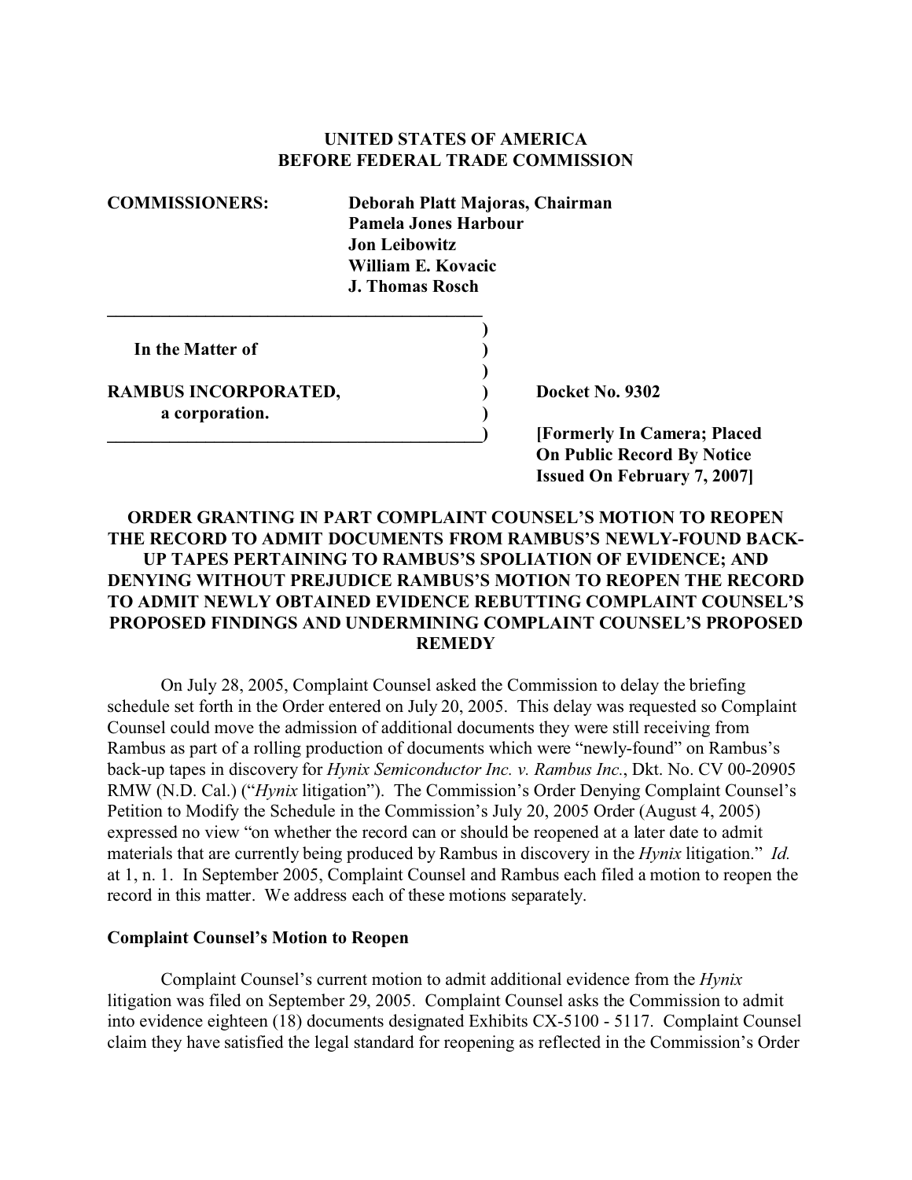**UNITED STATES OF AMERICA**
**BEFORE FEDERAL TRADE COMMISSION**

**COMMISSIONERS:** **Deborah Platt Majoras, Chairman**
**Pamela Jones Harbour**
**Jon Leibowitz**
**William E. Kovacic**
**J. Thomas Rosch**

**In the Matter of**

**RAMBUS INCORPORATED,**
**a corporation.**

**Docket No. 9302**

**[Formerly In Camera; Placed On Public Record By Notice Issued On February 7, 2007]**

**ORDER GRANTING IN PART COMPLAINT COUNSEL'S MOTION TO REOPEN THE RECORD TO ADMIT DOCUMENTS FROM RAMBUS'S NEWLY-FOUND BACK-UP TAPES PERTAINING TO RAMBUS'S SPOLIATION OF EVIDENCE; AND DENYING WITHOUT PREJUDICE RAMBUS'S MOTION TO REOPEN THE RECORD TO ADMIT NEWLY OBTAINED EVIDENCE REBUTTING COMPLAINT COUNSEL'S PROPOSED FINDINGS AND UNDERMINING COMPLAINT COUNSEL'S PROPOSED REMEDY**

On July 28, 2005, Complaint Counsel asked the Commission to delay the briefing schedule set forth in the Order entered on July 20, 2005. This delay was requested so Complaint Counsel could move the admission of additional documents they were still receiving from Rambus as part of a rolling production of documents which were "newly-found" on Rambus's back-up tapes in discovery for *Hynix Semiconductor Inc. v. Rambus Inc.*, Dkt. No. CV 00-20905 RMW (N.D. Cal.) ("*Hynix* litigation"). The Commission's Order Denying Complaint Counsel's Petition to Modify the Schedule in the Commission's July 20, 2005 Order (August 4, 2005) expressed no view "on whether the record can or should be reopened at a later date to admit materials that are currently being produced by Rambus in discovery in the *Hynix* litigation." *Id.* at 1, n. 1. In September 2005, Complaint Counsel and Rambus each filed a motion to reopen the record in this matter. We address each of these motions separately.

**Complaint Counsel's Motion to Reopen**

Complaint Counsel's current motion to admit additional evidence from the *Hynix* litigation was filed on September 29, 2005. Complaint Counsel asks the Commission to admit into evidence eighteen (18) documents designated Exhibits CX-5100 - 5117. Complaint Counsel claim they have satisfied the legal standard for reopening as reflected in the Commission's Order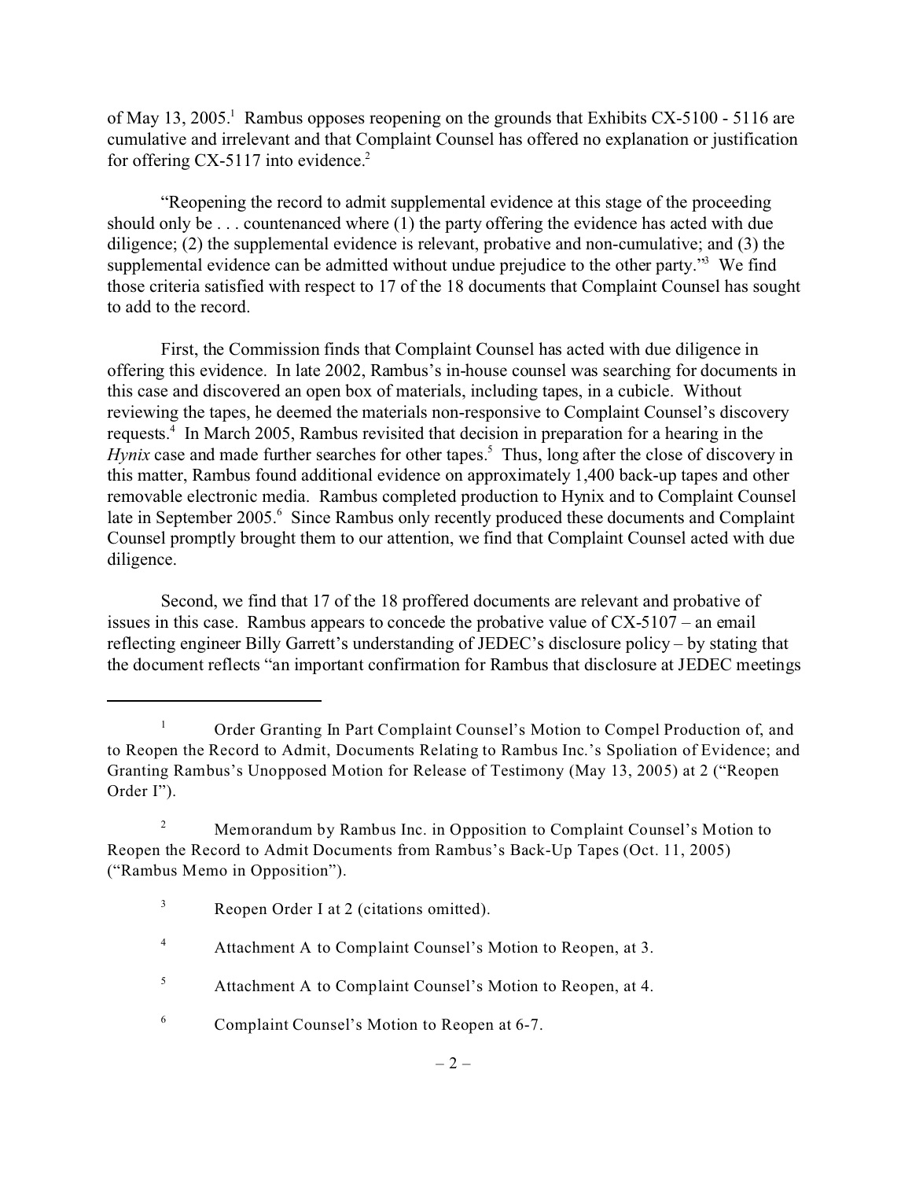of May 13, 2005.[1] Rambus opposes reopening on the grounds that Exhibits CX-5100 - 5116 are cumulative and irrelevant and that Complaint Counsel has offered no explanation or justification for offering CX-5117 into evidence.[2]

"Reopening the record to admit supplemental evidence at this stage of the proceeding should only be . . . countenanced where (1) the party offering the evidence has acted with due diligence; (2) the supplemental evidence is relevant, probative and non-cumulative; and (3) the supplemental evidence can be admitted without undue prejudice to the other party."[3] We find those criteria satisfied with respect to 17 of the 18 documents that Complaint Counsel has sought to add to the record.

First, the Commission finds that Complaint Counsel has acted with due diligence in offering this evidence. In late 2002, Rambus's in-house counsel was searching for documents in this case and discovered an open box of materials, including tapes, in a cubicle. Without reviewing the tapes, he deemed the materials non-responsive to Complaint Counsel's discovery requests.[4] In March 2005, Rambus revisited that decision in preparation for a hearing in the *Hynix* case and made further searches for other tapes.[5] Thus, long after the close of discovery in this matter, Rambus found additional evidence on approximately 1,400 back-up tapes and other removable electronic media. Rambus completed production to Hynix and to Complaint Counsel late in September 2005.[6] Since Rambus only recently produced these documents and Complaint Counsel promptly brought them to our attention, we find that Complaint Counsel acted with due diligence.

Second, we find that 17 of the 18 proffered documents are relevant and probative of issues in this case. Rambus appears to concede the probative value of CX-5107 – an email reflecting engineer Billy Garrett's understanding of JEDEC's disclosure policy – by stating that the document reflects "an important confirmation for Rambus that disclosure at JEDEC meetings

---

[1] Order Granting In Part Complaint Counsel's Motion to Compel Production of, and to Reopen the Record to Admit, Documents Relating to Rambus Inc.'s Spoliation of Evidence; and Granting Rambus's Unopposed Motion for Release of Testimony (May 13, 2005) at 2 ("Reopen Order I").

[2] Memorandum by Rambus Inc. in Opposition to Complaint Counsel's Motion to Reopen the Record to Admit Documents from Rambus's Back-Up Tapes (Oct. 11, 2005) ("Rambus Memo in Opposition").

[3] Reopen Order I at 2 (citations omitted).

[4] Attachment A to Complaint Counsel's Motion to Reopen, at 3.

[5] Attachment A to Complaint Counsel's Motion to Reopen, at 4.

[6] Complaint Counsel's Motion to Reopen at 6-7.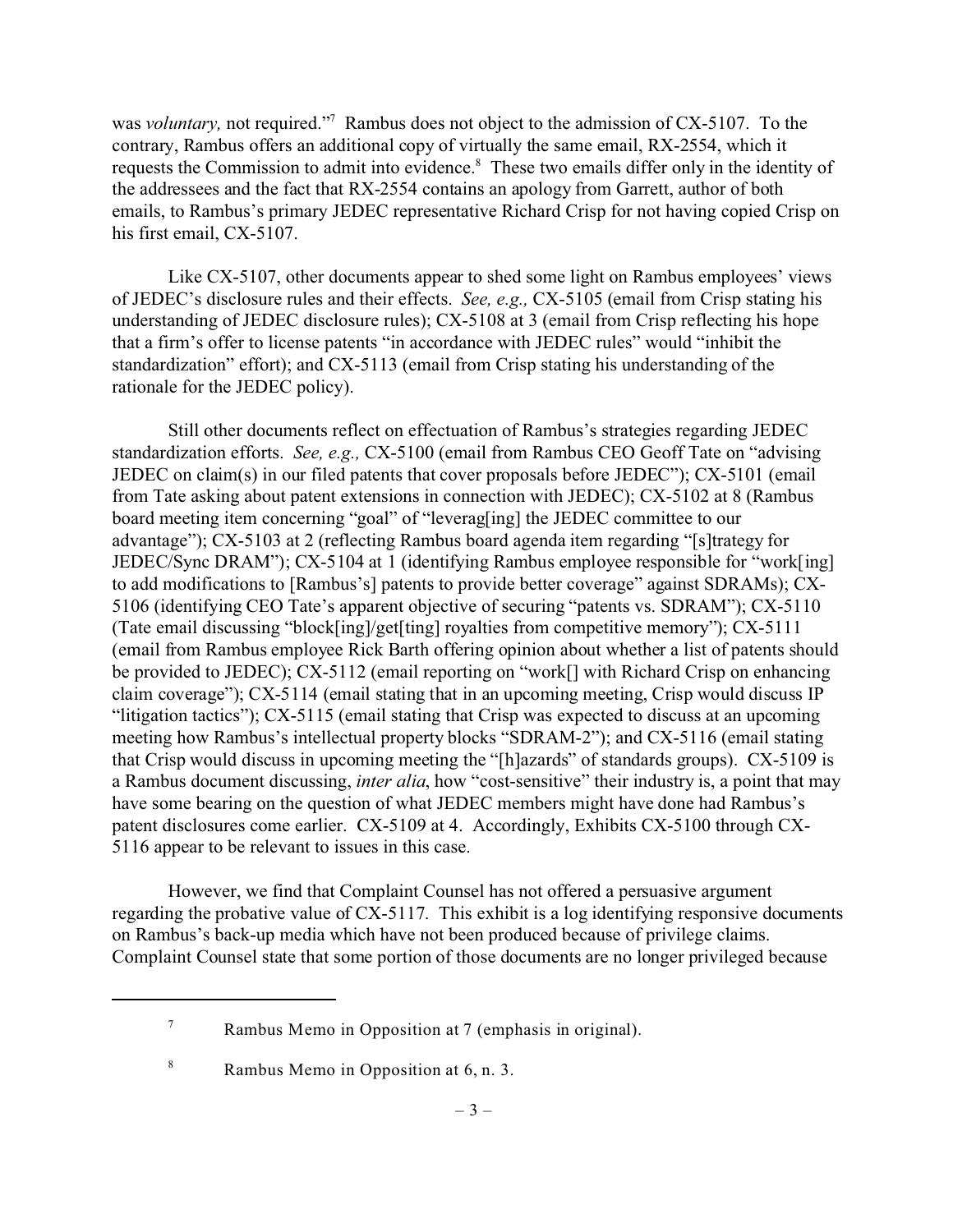was *voluntary,* not required."[7] Rambus does not object to the admission of CX-5107. To the contrary, Rambus offers an additional copy of virtually the same email, RX-2554, which it requests the Commission to admit into evidence.[8] These two emails differ only in the identity of the addressees and the fact that RX-2554 contains an apology from Garrett, author of both emails, to Rambus's primary JEDEC representative Richard Crisp for not having copied Crisp on his first email, CX-5107.

Like CX-5107, other documents appear to shed some light on Rambus employees' views of JEDEC's disclosure rules and their effects. *See, e.g.,* CX-5105 (email from Crisp stating his understanding of JEDEC disclosure rules); CX-5108 at 3 (email from Crisp reflecting his hope that a firm's offer to license patents "in accordance with JEDEC rules" would "inhibit the standardization" effort); and CX-5113 (email from Crisp stating his understanding of the rationale for the JEDEC policy).

Still other documents reflect on effectuation of Rambus's strategies regarding JEDEC standardization efforts. *See, e.g.,* CX-5100 (email from Rambus CEO Geoff Tate on "advising JEDEC on claim(s) in our filed patents that cover proposals before JEDEC"); CX-5101 (email from Tate asking about patent extensions in connection with JEDEC); CX-5102 at 8 (Rambus board meeting item concerning "goal" of "leverag[ing] the JEDEC committee to our advantage"); CX-5103 at 2 (reflecting Rambus board agenda item regarding "[s]trategy for JEDEC/Sync DRAM"); CX-5104 at 1 (identifying Rambus employee responsible for "work[ing] to add modifications to [Rambus's] patents to provide better coverage" against SDRAMs); CX-5106 (identifying CEO Tate's apparent objective of securing "patents vs. SDRAM"); CX-5110 (Tate email discussing "block[ing]/get[ting] royalties from competitive memory"); CX-5111 (email from Rambus employee Rick Barth offering opinion about whether a list of patents should be provided to JEDEC); CX-5112 (email reporting on "work[] with Richard Crisp on enhancing claim coverage"); CX-5114 (email stating that in an upcoming meeting, Crisp would discuss IP "litigation tactics"); CX-5115 (email stating that Crisp was expected to discuss at an upcoming meeting how Rambus's intellectual property blocks "SDRAM-2"); and CX-5116 (email stating that Crisp would discuss in upcoming meeting the "[h]azards" of standards groups). CX-5109 is a Rambus document discussing, *inter alia*, how "cost-sensitive" their industry is, a point that may have some bearing on the question of what JEDEC members might have done had Rambus's patent disclosures come earlier. CX-5109 at 4. Accordingly, Exhibits CX-5100 through CX-5116 appear to be relevant to issues in this case.

However, we find that Complaint Counsel has not offered a persuasive argument regarding the probative value of CX-5117. This exhibit is a log identifying responsive documents on Rambus's back-up media which have not been produced because of privilege claims. Complaint Counsel state that some portion of those documents are no longer privileged because

---

7 Rambus Memo in Opposition at 7 (emphasis in original).

8 Rambus Memo in Opposition at 6, n. 3.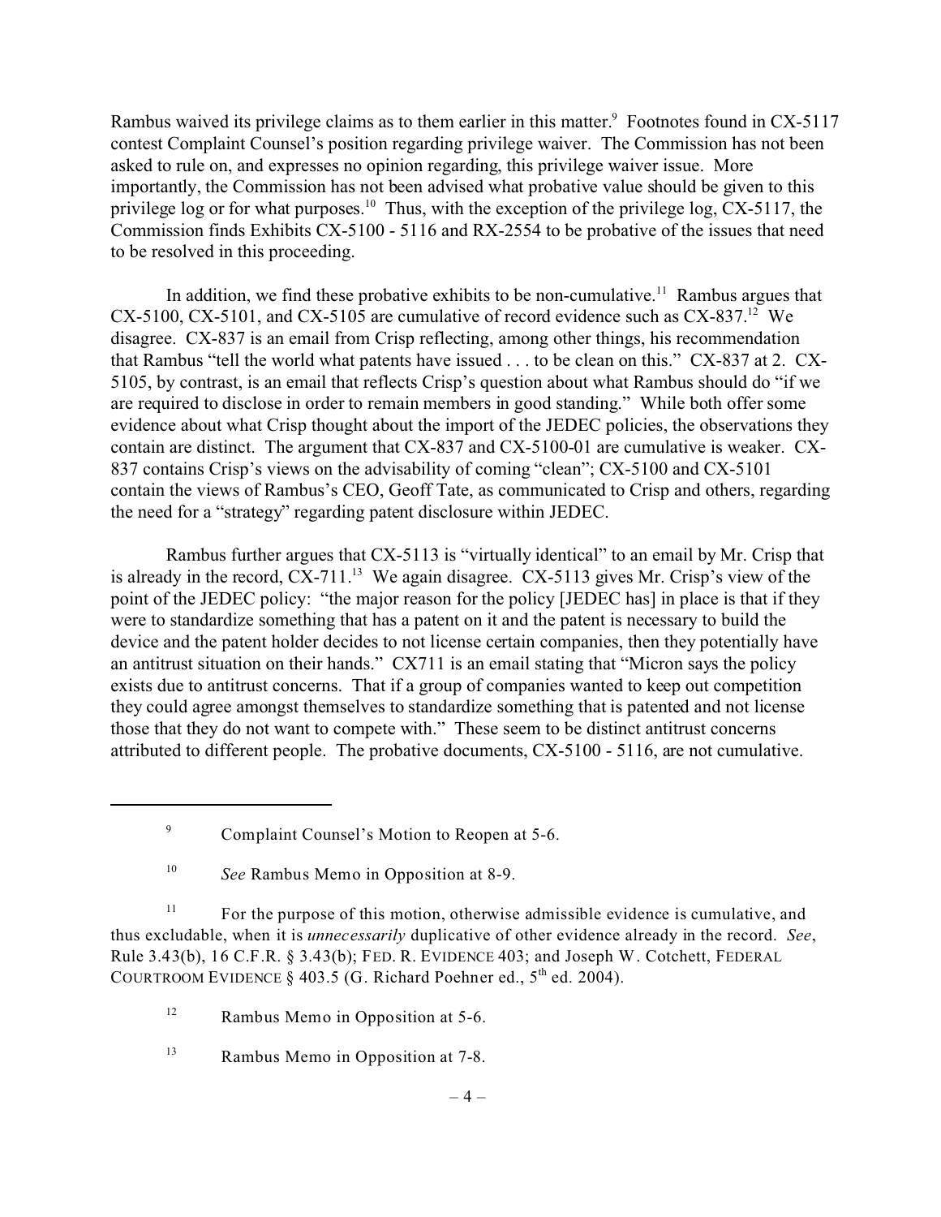Rambus waived its privilege claims as to them earlier in this matter.[9] Footnotes found in CX-5117 contest Complaint Counsel's position regarding privilege waiver. The Commission has not been asked to rule on, and expresses no opinion regarding, this privilege waiver issue. More importantly, the Commission has not been advised what probative value should be given to this privilege log or for what purposes.[10] Thus, with the exception of the privilege log, CX-5117, the Commission finds Exhibits CX-5100 - 5116 and RX-2554 to be probative of the issues that need to be resolved in this proceeding.

In addition, we find these probative exhibits to be non-cumulative.[11] Rambus argues that CX-5100, CX-5101, and CX-5105 are cumulative of record evidence such as CX-837.[12] We disagree. CX-837 is an email from Crisp reflecting, among other things, his recommendation that Rambus "tell the world what patents have issued . . . to be clean on this." CX-837 at 2. CX-5105, by contrast, is an email that reflects Crisp's question about what Rambus should do "if we are required to disclose in order to remain members in good standing." While both offer some evidence about what Crisp thought about the import of the JEDEC policies, the observations they contain are distinct. The argument that CX-837 and CX-5100-01 are cumulative is weaker. CX-837 contains Crisp's views on the advisability of coming "clean"; CX-5100 and CX-5101 contain the views of Rambus's CEO, Geoff Tate, as communicated to Crisp and others, regarding the need for a "strategy" regarding patent disclosure within JEDEC.

Rambus further argues that CX-5113 is "virtually identical" to an email by Mr. Crisp that is already in the record, CX-711.[13] We again disagree. CX-5113 gives Mr. Crisp's view of the point of the JEDEC policy: "the major reason for the policy [JEDEC has] in place is that if they were to standardize something that has a patent on it and the patent is necessary to build the device and the patent holder decides to not license certain companies, then they potentially have an antitrust situation on their hands." CX711 is an email stating that "Micron says the policy exists due to antitrust concerns. That if a group of companies wanted to keep out competition they could agree amongst themselves to standardize something that is patented and not license those that they do not want to compete with." These seem to be distinct antitrust concerns attributed to different people. The probative documents, CX-5100 - 5116, are not cumulative.

---

[9] Complaint Counsel's Motion to Reopen at 5-6.

[10] *See* Rambus Memo in Opposition at 8-9.

[11] For the purpose of this motion, otherwise admissible evidence is cumulative, and thus excludable, when it is *unnecessarily* duplicative of other evidence already in the record. *See*, Rule 3.43(b), 16 C.F.R. § 3.43(b); FED. R. EVIDENCE 403; and Joseph W. Cotchett, FEDERAL COURTROOM EVIDENCE § 403.5 (G. Richard Poehner ed., 5th ed. 2004).

[12] Rambus Memo in Opposition at 5-6.

[13] Rambus Memo in Opposition at 7-8.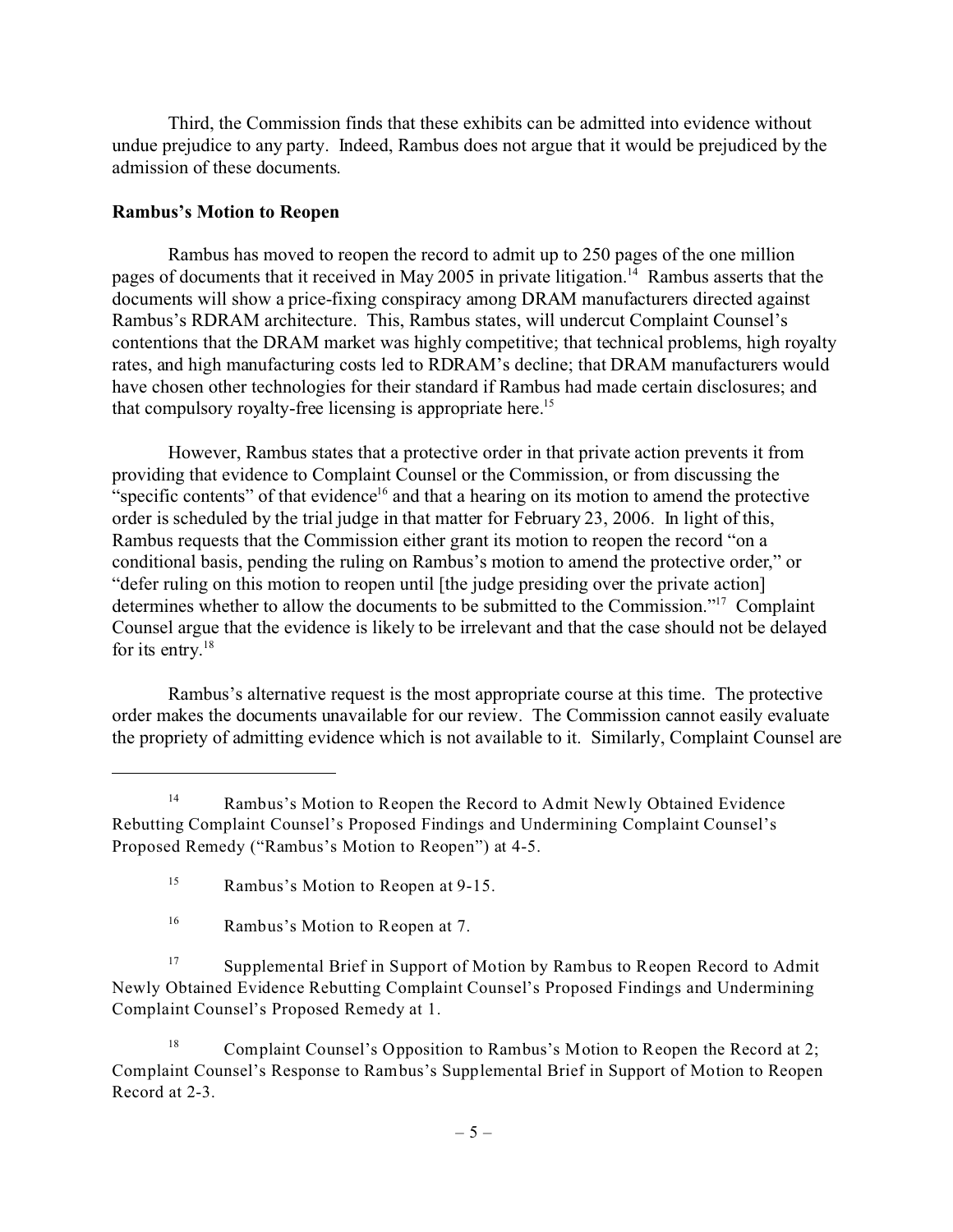Third, the Commission finds that these exhibits can be admitted into evidence without undue prejudice to any party. Indeed, Rambus does not argue that it would be prejudiced by the admission of these documents.

**Rambus's Motion to Reopen**

Rambus has moved to reopen the record to admit up to 250 pages of the one million pages of documents that it received in May 2005 in private litigation.[14] Rambus asserts that the documents will show a price-fixing conspiracy among DRAM manufacturers directed against Rambus's RDRAM architecture. This, Rambus states, will undercut Complaint Counsel's contentions that the DRAM market was highly competitive; that technical problems, high royalty rates, and high manufacturing costs led to RDRAM's decline; that DRAM manufacturers would have chosen other technologies for their standard if Rambus had made certain disclosures; and that compulsory royalty-free licensing is appropriate here.[15]

However, Rambus states that a protective order in that private action prevents it from providing that evidence to Complaint Counsel or the Commission, or from discussing the "specific contents" of that evidence[16] and that a hearing on its motion to amend the protective order is scheduled by the trial judge in that matter for February 23, 2006. In light of this, Rambus requests that the Commission either grant its motion to reopen the record "on a conditional basis, pending the ruling on Rambus's motion to amend the protective order," or "defer ruling on this motion to reopen until [the judge presiding over the private action] determines whether to allow the documents to be submitted to the Commission."[17] Complaint Counsel argue that the evidence is likely to be irrelevant and that the case should not be delayed for its entry.[18]

Rambus's alternative request is the most appropriate course at this time. The protective order makes the documents unavailable for our review. The Commission cannot easily evaluate the propriety of admitting evidence which is not available to it. Similarly, Complaint Counsel are

---

[14] Rambus's Motion to Reopen the Record to Admit Newly Obtained Evidence Rebutting Complaint Counsel's Proposed Findings and Undermining Complaint Counsel's Proposed Remedy ("Rambus's Motion to Reopen") at 4-5.

[15] Rambus's Motion to Reopen at 9-15.

[16] Rambus's Motion to Reopen at 7.

[17] Supplemental Brief in Support of Motion by Rambus to Reopen Record to Admit Newly Obtained Evidence Rebutting Complaint Counsel's Proposed Findings and Undermining Complaint Counsel's Proposed Remedy at 1.

[18] Complaint Counsel's Opposition to Rambus's Motion to Reopen the Record at 2; Complaint Counsel's Response to Rambus's Supplemental Brief in Support of Motion to Reopen Record at 2-3.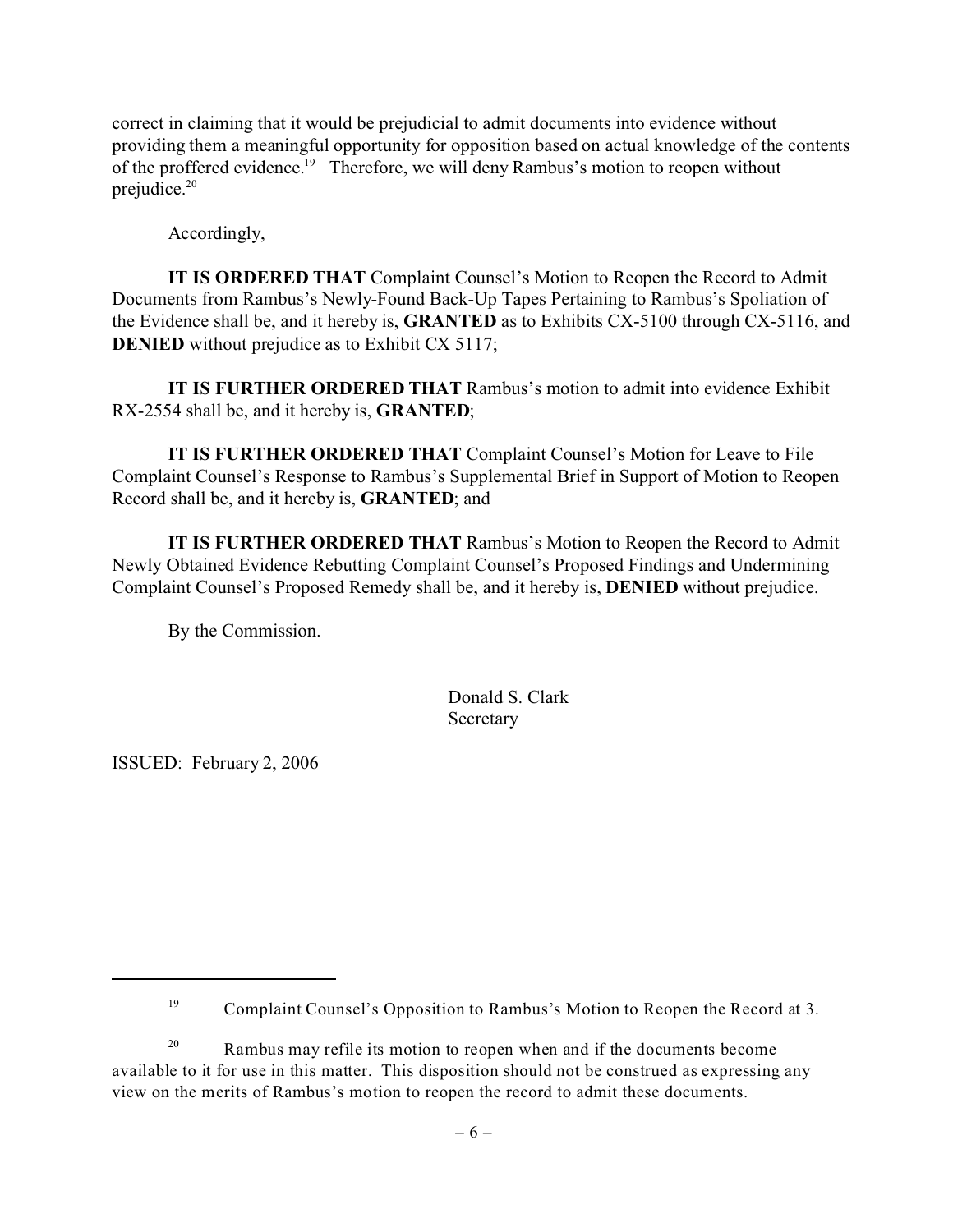correct in claiming that it would be prejudicial to admit documents into evidence without providing them a meaningful opportunity for opposition based on actual knowledge of the contents of the proffered evidence.[19] Therefore, we will deny Rambus's motion to reopen without prejudice.[20]

Accordingly,

**IT IS ORDERED THAT** Complaint Counsel's Motion to Reopen the Record to Admit Documents from Rambus's Newly-Found Back-Up Tapes Pertaining to Rambus's Spoliation of the Evidence shall be, and it hereby is, **GRANTED** as to Exhibits CX-5100 through CX-5116, and **DENIED** without prejudice as to Exhibit CX 5117;

**IT IS FURTHER ORDERED THAT** Rambus's motion to admit into evidence Exhibit RX-2554 shall be, and it hereby is, **GRANTED**;

**IT IS FURTHER ORDERED THAT** Complaint Counsel's Motion for Leave to File Complaint Counsel's Response to Rambus's Supplemental Brief in Support of Motion to Reopen Record shall be, and it hereby is, **GRANTED**; and

**IT IS FURTHER ORDERED THAT** Rambus's Motion to Reopen the Record to Admit Newly Obtained Evidence Rebutting Complaint Counsel's Proposed Findings and Undermining Complaint Counsel's Proposed Remedy shall be, and it hereby is, **DENIED** without prejudice.

By the Commission.

Donald S. Clark
Secretary

ISSUED: February 2, 2006

---

[19] Complaint Counsel's Opposition to Rambus's Motion to Reopen the Record at 3.

[20] Rambus may refile its motion to reopen when and if the documents become available to it for use in this matter. This disposition should not be construed as expressing any view on the merits of Rambus's motion to reopen the record to admit these documents.